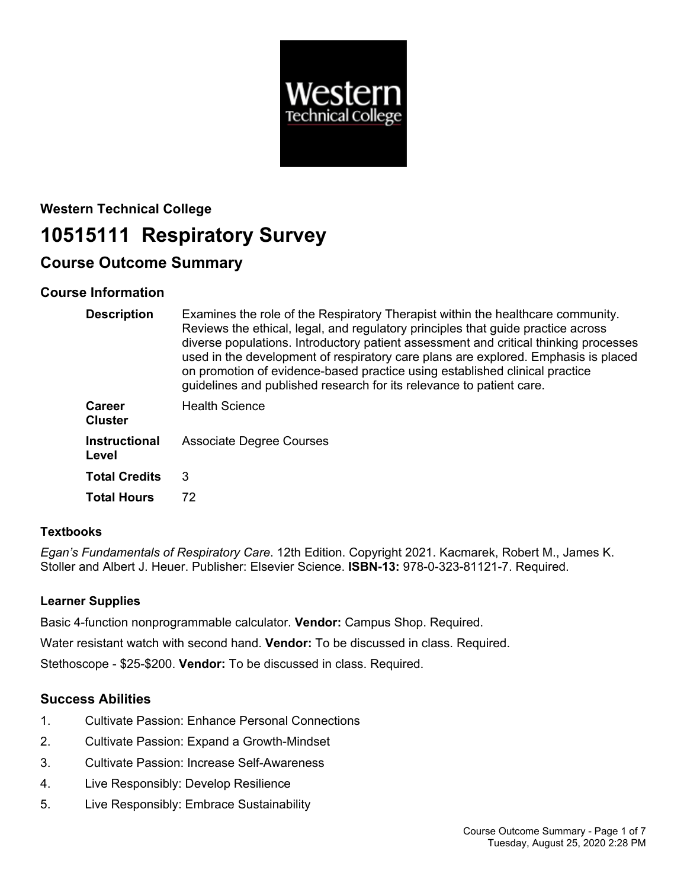**Western Technical College**

# 10515111 Respiratory Survey

## Course Outcome Summary

### Course Information

| | |
|---|---|
| **Description** | Examines the role of the Respiratory Therapist within the healthcare community. Reviews the ethical, legal, and regulatory principles that guide practice across diverse populations. Introductory patient assessment and critical thinking processes used in the development of respiratory care plans are explored. Emphasis is placed on promotion of evidence-based practice using established clinical practice guidelines and published research for its relevance to patient care. |
| **Career Cluster** | Health Science |
| **Instructional Level** | Associate Degree Courses |
| **Total Credits** | 3 |
| **Total Hours** | 72 |

#### Textbooks

*Egan's Fundamentals of Respiratory Care*. 12th Edition. Copyright 2021. Kacmarek, Robert M., James K. Stoller and Albert J. Heuer. Publisher: Elsevier Science. **ISBN-13:** 978-0-323-81121-7. Required.

#### Learner Supplies

Basic 4-function nonprogrammable calculator. **Vendor:** Campus Shop. Required.

Water resistant watch with second hand. **Vendor:** To be discussed in class. Required.

Stethoscope - $25-$200. **Vendor:** To be discussed in class. Required.

### Success Abilities

1. Cultivate Passion: Enhance Personal Connections
2. Cultivate Passion: Expand a Growth-Mindset
3. Cultivate Passion: Increase Self-Awareness
4. Live Responsibly: Develop Resilience
5. Live Responsibly: Embrace Sustainability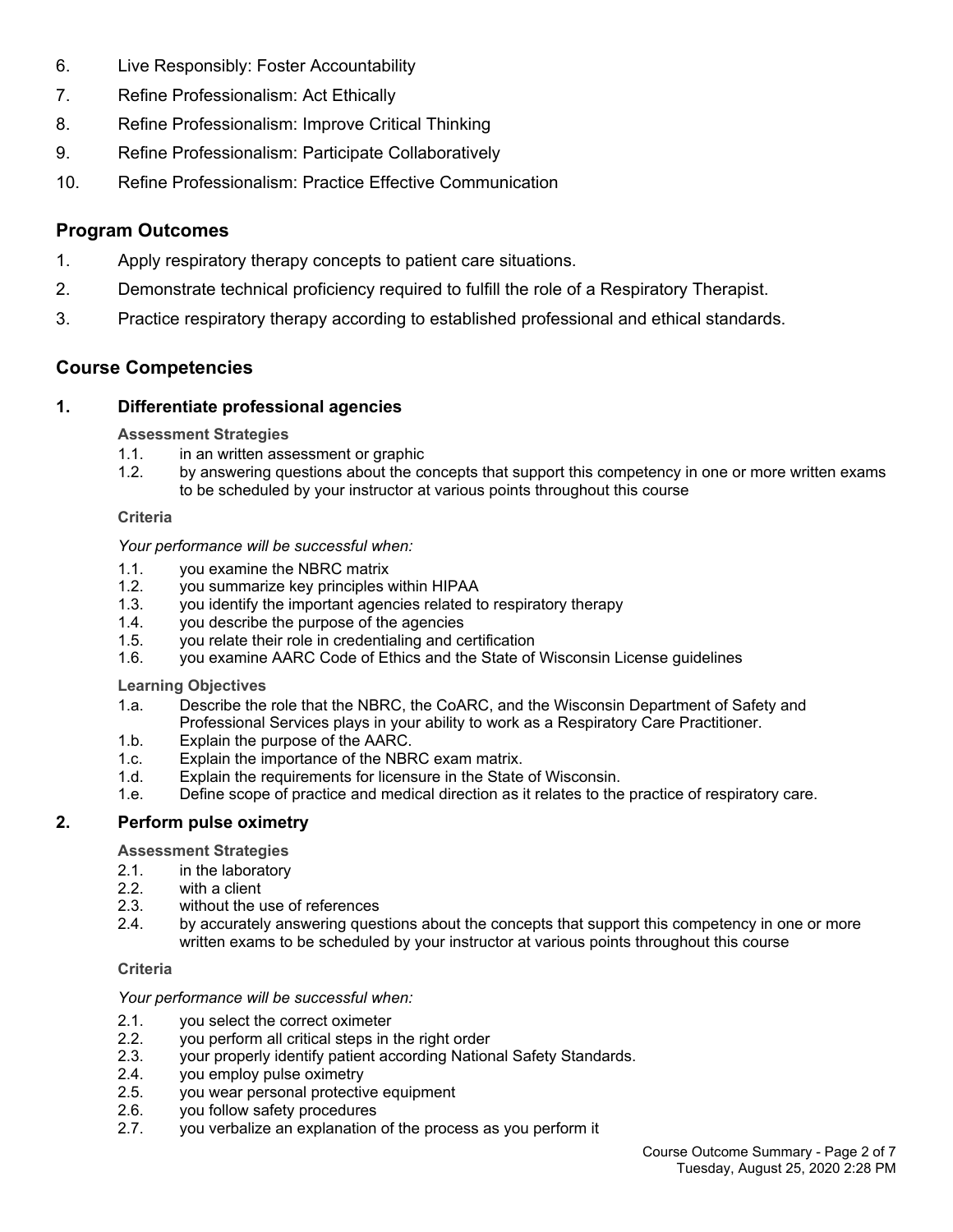6. Live Responsibly: Foster Accountability
7. Refine Professionalism: Act Ethically
8. Refine Professionalism: Improve Critical Thinking
9. Refine Professionalism: Participate Collaboratively
10. Refine Professionalism: Practice Effective Communication

## Program Outcomes

1. Apply respiratory therapy concepts to patient care situations.
2. Demonstrate technical proficiency required to fulfill the role of a Respiratory Therapist.
3. Practice respiratory therapy according to established professional and ethical standards.

## Course Competencies

### 1. Differentiate professional agencies

**Assessment Strategies**

1.1. in an written assessment or graphic
1.2. by answering questions about the concepts that support this competency in one or more written exams to be scheduled by your instructor at various points throughout this course

**Criteria**

*Your performance will be successful when:*

1.1. you examine the NBRC matrix
1.2. you summarize key principles within HIPAA
1.3. you identify the important agencies related to respiratory therapy
1.4. you describe the purpose of the agencies
1.5. you relate their role in credentialing and certification
1.6. you examine AARC Code of Ethics and the State of Wisconsin License guidelines

**Learning Objectives**

1.a. Describe the role that the NBRC, the CoARC, and the Wisconsin Department of Safety and Professional Services plays in your ability to work as a Respiratory Care Practitioner.
1.b. Explain the purpose of the AARC.
1.c. Explain the importance of the NBRC exam matrix.
1.d. Explain the requirements for licensure in the State of Wisconsin.
1.e. Define scope of practice and medical direction as it relates to the practice of respiratory care.

### 2. Perform pulse oximetry

**Assessment Strategies**

2.1. in the laboratory
2.2. with a client
2.3. without the use of references
2.4. by accurately answering questions about the concepts that support this competency in one or more written exams to be scheduled by your instructor at various points throughout this course

**Criteria**

*Your performance will be successful when:*

2.1. you select the correct oximeter
2.2. you perform all critical steps in the right order
2.3. your properly identify patient according National Safety Standards.
2.4. you employ pulse oximetry
2.5. you wear personal protective equipment
2.6. you follow safety procedures
2.7. you verbalize an explanation of the process as you perform it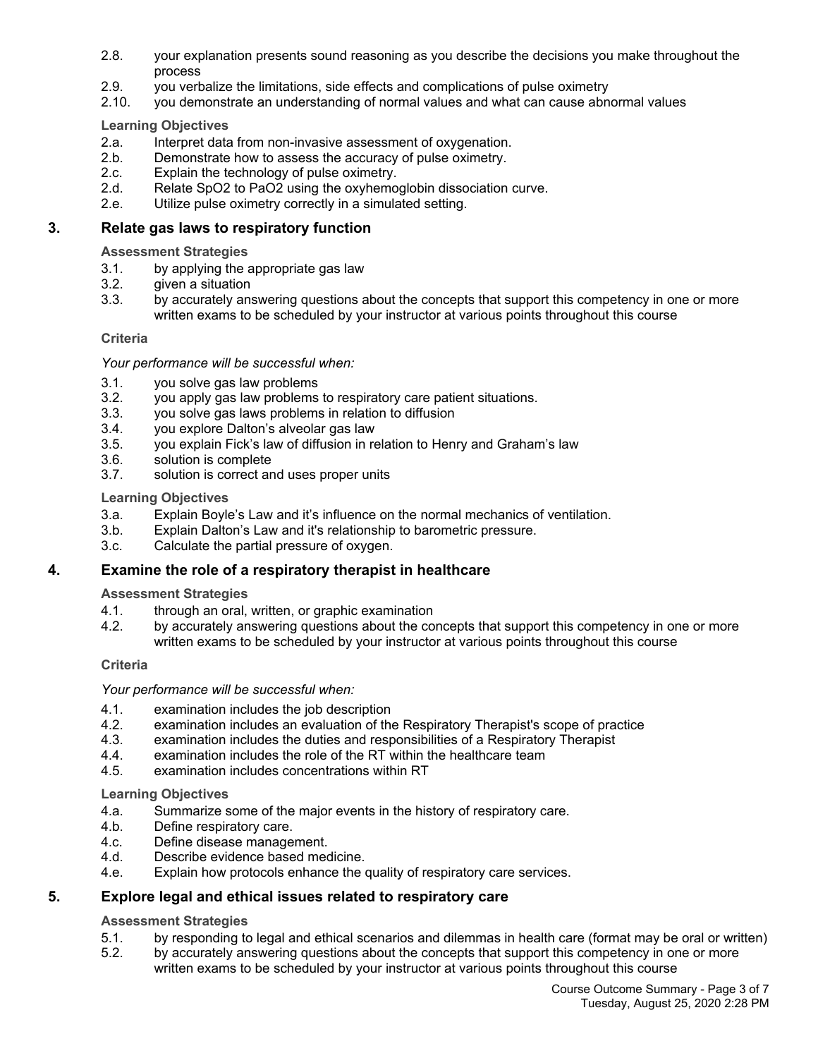2.8. your explanation presents sound reasoning as you describe the decisions you make throughout the process
2.9. you verbalize the limitations, side effects and complications of pulse oximetry
2.10. you demonstrate an understanding of normal values and what can cause abnormal values

**Learning Objectives**

2.a. Interpret data from non-invasive assessment of oxygenation.
2.b. Demonstrate how to assess the accuracy of pulse oximetry.
2.c. Explain the technology of pulse oximetry.
2.d. Relate SpO2 to PaO2 using the oxyhemoglobin dissociation curve.
2.e. Utilize pulse oximetry correctly in a simulated setting.

## 3. Relate gas laws to respiratory function

**Assessment Strategies**

3.1. by applying the appropriate gas law
3.2. given a situation
3.3. by accurately answering questions about the concepts that support this competency in one or more written exams to be scheduled by your instructor at various points throughout this course

**Criteria**

*Your performance will be successful when:*

3.1. you solve gas law problems
3.2. you apply gas law problems to respiratory care patient situations.
3.3. you solve gas laws problems in relation to diffusion
3.4. you explore Dalton's alveolar gas law
3.5. you explain Fick's law of diffusion in relation to Henry and Graham's law
3.6. solution is complete
3.7. solution is correct and uses proper units

**Learning Objectives**

3.a. Explain Boyle's Law and it's influence on the normal mechanics of ventilation.
3.b. Explain Dalton's Law and it's relationship to barometric pressure.
3.c. Calculate the partial pressure of oxygen.

## 4. Examine the role of a respiratory therapist in healthcare

**Assessment Strategies**

4.1. through an oral, written, or graphic examination
4.2. by accurately answering questions about the concepts that support this competency in one or more written exams to be scheduled by your instructor at various points throughout this course

**Criteria**

*Your performance will be successful when:*

4.1. examination includes the job description
4.2. examination includes an evaluation of the Respiratory Therapist's scope of practice
4.3. examination includes the duties and responsibilities of a Respiratory Therapist
4.4. examination includes the role of the RT within the healthcare team
4.5. examination includes concentrations within RT

**Learning Objectives**

4.a. Summarize some of the major events in the history of respiratory care.
4.b. Define respiratory care.
4.c. Define disease management.
4.d. Describe evidence based medicine.
4.e. Explain how protocols enhance the quality of respiratory care services.

## 5. Explore legal and ethical issues related to respiratory care

**Assessment Strategies**

5.1. by responding to legal and ethical scenarios and dilemmas in health care (format may be oral or written)
5.2. by accurately answering questions about the concepts that support this competency in one or more written exams to be scheduled by your instructor at various points throughout this course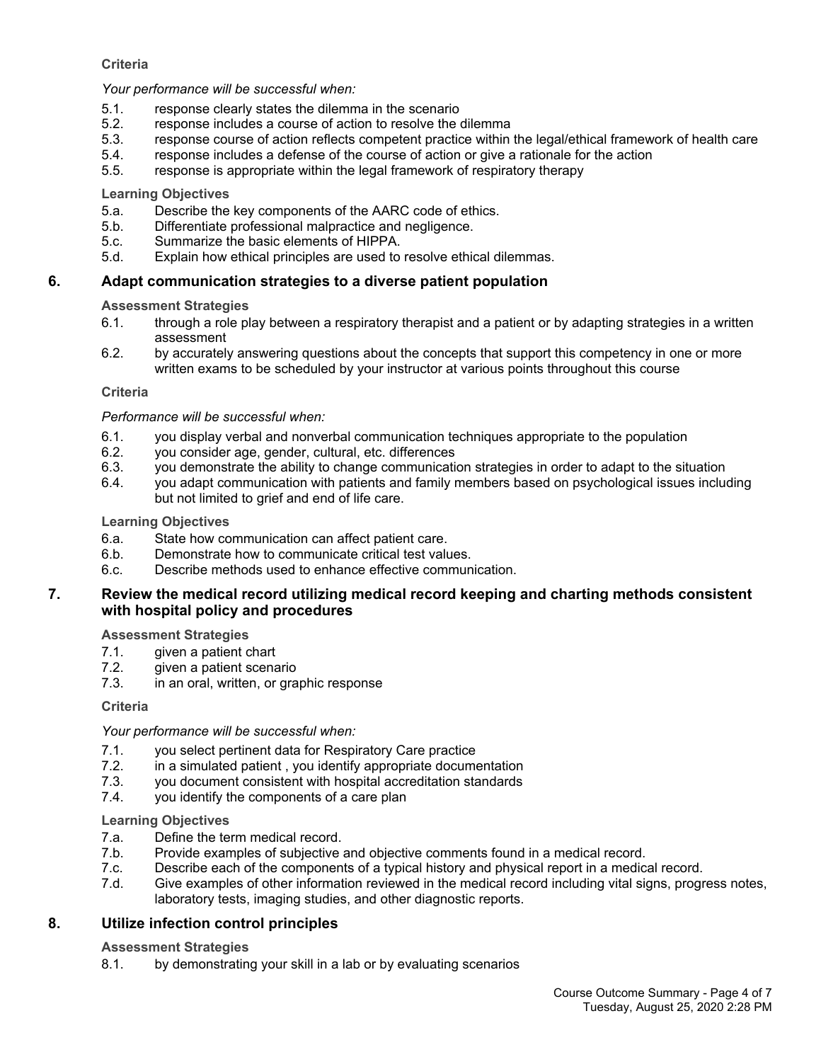**Criteria**

*Your performance will be successful when:*

5.1. response clearly states the dilemma in the scenario
5.2. response includes a course of action to resolve the dilemma
5.3. response course of action reflects competent practice within the legal/ethical framework of health care
5.4. response includes a defense of the course of action or give a rationale for the action
5.5. response is appropriate within the legal framework of respiratory therapy

**Learning Objectives**

5.a. Describe the key components of the AARC code of ethics.
5.b. Differentiate professional malpractice and negligence.
5.c. Summarize the basic elements of HIPPA.
5.d. Explain how ethical principles are used to resolve ethical dilemmas.

## 6. Adapt communication strategies to a diverse patient population

**Assessment Strategies**

6.1. through a role play between a respiratory therapist and a patient or by adapting strategies in a written assessment
6.2. by accurately answering questions about the concepts that support this competency in one or more written exams to be scheduled by your instructor at various points throughout this course

**Criteria**

*Performance will be successful when:*

6.1. you display verbal and nonverbal communication techniques appropriate to the population
6.2. you consider age, gender, cultural, etc. differences
6.3. you demonstrate the ability to change communication strategies in order to adapt to the situation
6.4. you adapt communication with patients and family members based on psychological issues including but not limited to grief and end of life care.

**Learning Objectives**

6.a. State how communication can affect patient care.
6.b. Demonstrate how to communicate critical test values.
6.c. Describe methods used to enhance effective communication.

## 7. Review the medical record utilizing medical record keeping and charting methods consistent with hospital policy and procedures

**Assessment Strategies**

7.1. given a patient chart
7.2. given a patient scenario
7.3. in an oral, written, or graphic response

**Criteria**

*Your performance will be successful when:*

7.1. you select pertinent data for Respiratory Care practice
7.2. in a simulated patient , you identify appropriate documentation
7.3. you document consistent with hospital accreditation standards
7.4. you identify the components of a care plan

**Learning Objectives**

7.a. Define the term medical record.
7.b. Provide examples of subjective and objective comments found in a medical record.
7.c. Describe each of the components of a typical history and physical report in a medical record.
7.d. Give examples of other information reviewed in the medical record including vital signs, progress notes, laboratory tests, imaging studies, and other diagnostic reports.

## 8. Utilize infection control principles

**Assessment Strategies**

8.1. by demonstrating your skill in a lab or by evaluating scenarios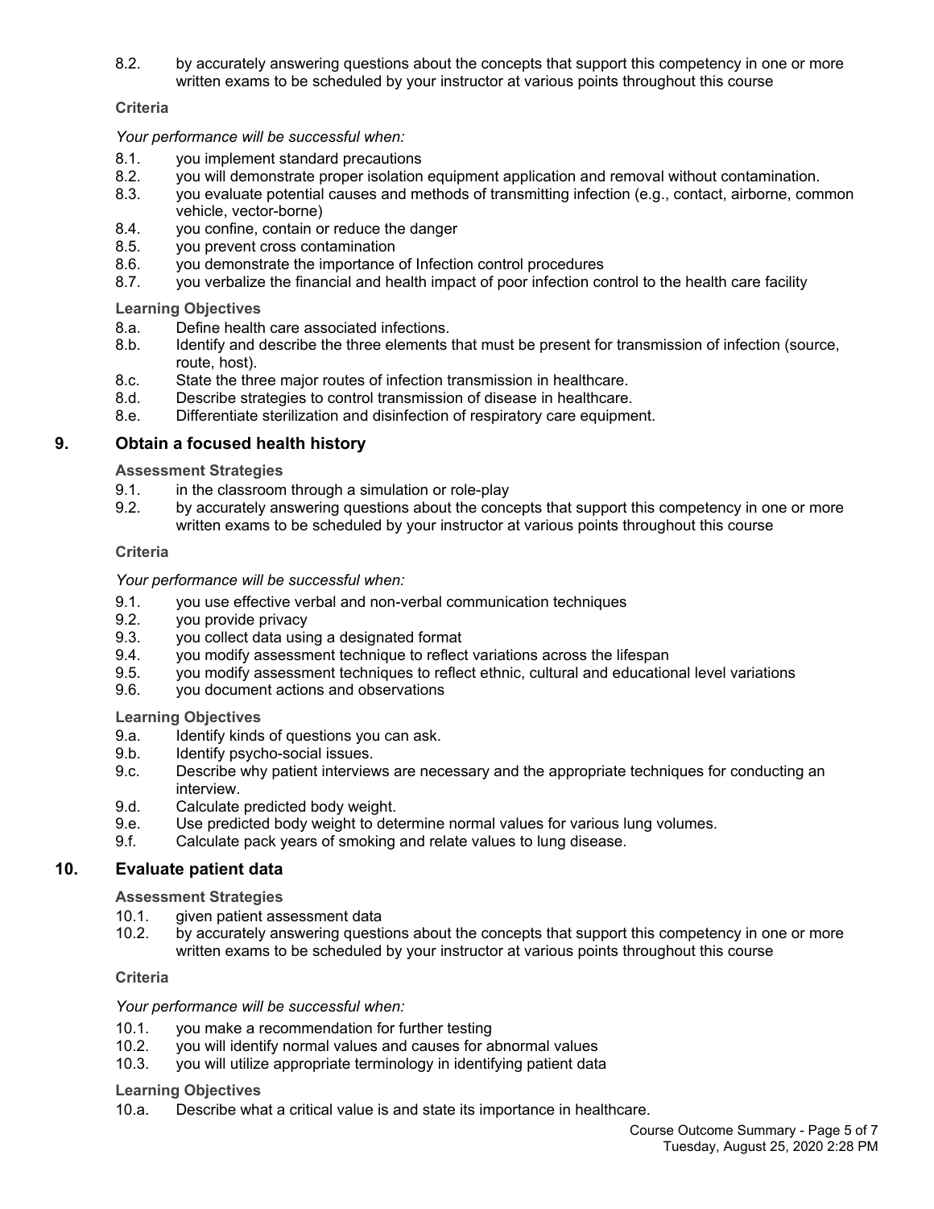8.2. by accurately answering questions about the concepts that support this competency in one or more written exams to be scheduled by your instructor at various points throughout this course

**Criteria**

*Your performance will be successful when:*

8.1. you implement standard precautions
8.2. you will demonstrate proper isolation equipment application and removal without contamination.
8.3. you evaluate potential causes and methods of transmitting infection (e.g., contact, airborne, common vehicle, vector-borne)
8.4. you confine, contain or reduce the danger
8.5. you prevent cross contamination
8.6. you demonstrate the importance of Infection control procedures
8.7. you verbalize the financial and health impact of poor infection control to the health care facility

**Learning Objectives**

8.a. Define health care associated infections.
8.b. Identify and describe the three elements that must be present for transmission of infection (source, route, host).
8.c. State the three major routes of infection transmission in healthcare.
8.d. Describe strategies to control transmission of disease in healthcare.
8.e. Differentiate sterilization and disinfection of respiratory care equipment.

## 9. Obtain a focused health history

**Assessment Strategies**

9.1. in the classroom through a simulation or role-play
9.2. by accurately answering questions about the concepts that support this competency in one or more written exams to be scheduled by your instructor at various points throughout this course

**Criteria**

*Your performance will be successful when:*

9.1. you use effective verbal and non-verbal communication techniques
9.2. you provide privacy
9.3. you collect data using a designated format
9.4. you modify assessment technique to reflect variations across the lifespan
9.5. you modify assessment techniques to reflect ethnic, cultural and educational level variations
9.6. you document actions and observations

**Learning Objectives**

9.a. Identify kinds of questions you can ask.
9.b. Identify psycho-social issues.
9.c. Describe why patient interviews are necessary and the appropriate techniques for conducting an interview.
9.d. Calculate predicted body weight.
9.e. Use predicted body weight to determine normal values for various lung volumes.
9.f. Calculate pack years of smoking and relate values to lung disease.

## 10. Evaluate patient data

**Assessment Strategies**

10.1. given patient assessment data
10.2. by accurately answering questions about the concepts that support this competency in one or more written exams to be scheduled by your instructor at various points throughout this course

**Criteria**

*Your performance will be successful when:*

10.1. you make a recommendation for further testing
10.2. you will identify normal values and causes for abnormal values
10.3. you will utilize appropriate terminology in identifying patient data

**Learning Objectives**

10.a. Describe what a critical value is and state its importance in healthcare.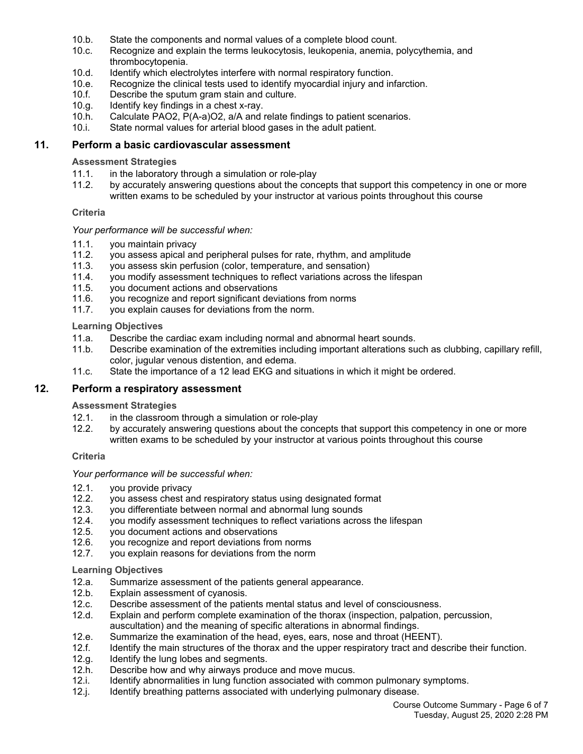10.b. State the components and normal values of a complete blood count.
10.c. Recognize and explain the terms leukocytosis, leukopenia, anemia, polycythemia, and thrombocytopenia.
10.d. Identify which electrolytes interfere with normal respiratory function.
10.e. Recognize the clinical tests used to identify myocardial injury and infarction.
10.f. Describe the sputum gram stain and culture.
10.g. Identify key findings in a chest x-ray.
10.h. Calculate PAO2, P(A-a)O2, a/A and relate findings to patient scenarios.
10.i. State normal values for arterial blood gases in the adult patient.

## 11. Perform a basic cardiovascular assessment

**Assessment Strategies**

11.1. in the laboratory through a simulation or role-play
11.2. by accurately answering questions about the concepts that support this competency in one or more written exams to be scheduled by your instructor at various points throughout this course

**Criteria**

*Your performance will be successful when:*

11.1. you maintain privacy
11.2. you assess apical and peripheral pulses for rate, rhythm, and amplitude
11.3. you assess skin perfusion (color, temperature, and sensation)
11.4. you modify assessment techniques to reflect variations across the lifespan
11.5. you document actions and observations
11.6. you recognize and report significant deviations from norms
11.7. you explain causes for deviations from the norm.

**Learning Objectives**

11.a. Describe the cardiac exam including normal and abnormal heart sounds.
11.b. Describe examination of the extremities including important alterations such as clubbing, capillary refill, color, jugular venous distention, and edema.
11.c. State the importance of a 12 lead EKG and situations in which it might be ordered.

## 12. Perform a respiratory assessment

**Assessment Strategies**

12.1. in the classroom through a simulation or role-play
12.2. by accurately answering questions about the concepts that support this competency in one or more written exams to be scheduled by your instructor at various points throughout this course

**Criteria**

*Your performance will be successful when:*

12.1. you provide privacy
12.2. you assess chest and respiratory status using designated format
12.3. you differentiate between normal and abnormal lung sounds
12.4. you modify assessment techniques to reflect variations across the lifespan
12.5. you document actions and observations
12.6. you recognize and report deviations from norms
12.7. you explain reasons for deviations from the norm

**Learning Objectives**

12.a. Summarize assessment of the patients general appearance.
12.b. Explain assessment of cyanosis.
12.c. Describe assessment of the patients mental status and level of consciousness.
12.d. Explain and perform complete examination of the thorax (inspection, palpation, percussion, auscultation) and the meaning of specific alterations in abnormal findings.
12.e. Summarize the examination of the head, eyes, ears, nose and throat (HEENT).
12.f. Identify the main structures of the thorax and the upper respiratory tract and describe their function.
12.g. Identify the lung lobes and segments.
12.h. Describe how and why airways produce and move mucus.
12.i. Identify abnormalities in lung function associated with common pulmonary symptoms.
12.j. Identify breathing patterns associated with underlying pulmonary disease.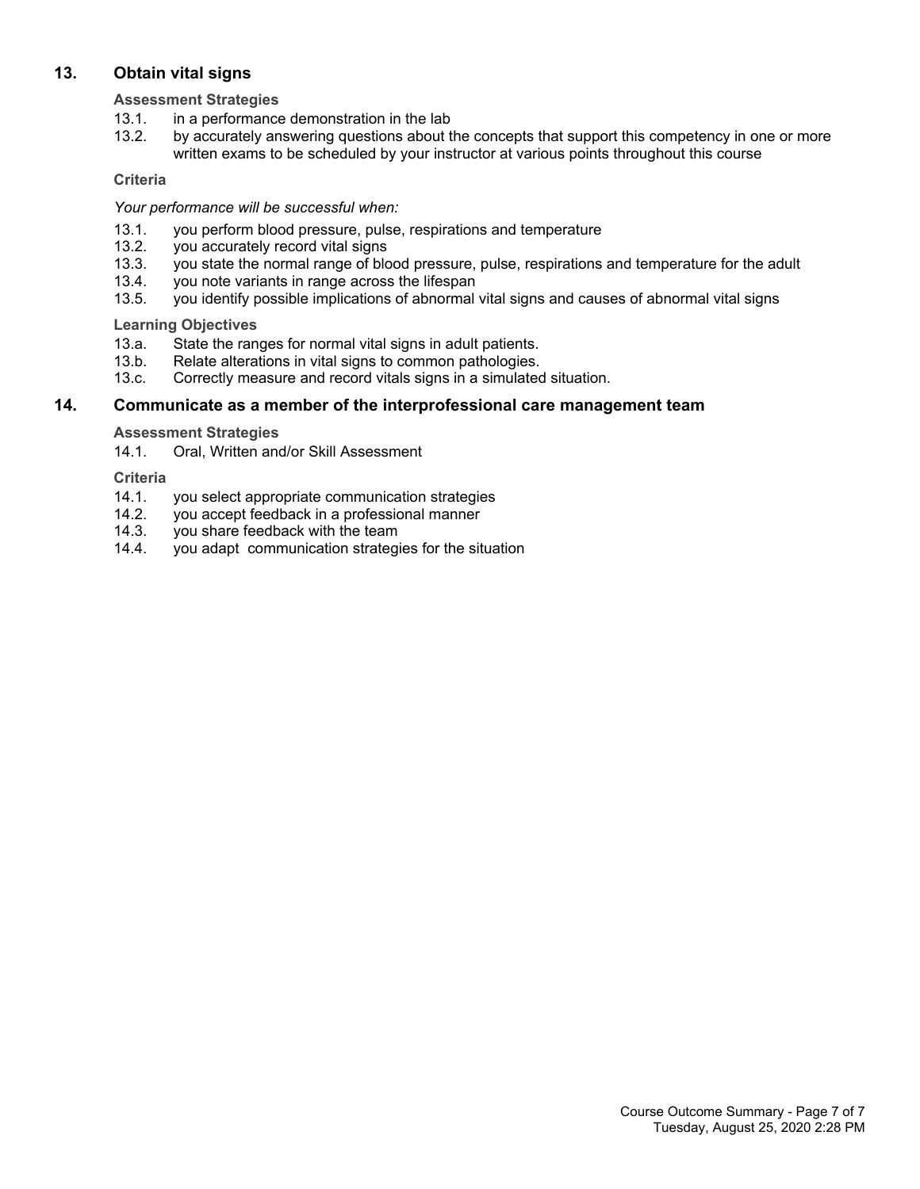## 13. Obtain vital signs

**Assessment Strategies**

13.1. in a performance demonstration in the lab

13.2. by accurately answering questions about the concepts that support this competency in one or more written exams to be scheduled by your instructor at various points throughout this course

**Criteria**

*Your performance will be successful when:*

13.1. you perform blood pressure, pulse, respirations and temperature

13.2. you accurately record vital signs

13.3. you state the normal range of blood pressure, pulse, respirations and temperature for the adult

13.4. you note variants in range across the lifespan

13.5. you identify possible implications of abnormal vital signs and causes of abnormal vital signs

**Learning Objectives**

13.a. State the ranges for normal vital signs in adult patients.

13.b. Relate alterations in vital signs to common pathologies.

13.c. Correctly measure and record vitals signs in a simulated situation.

## 14. Communicate as a member of the interprofessional care management team

**Assessment Strategies**

14.1. Oral, Written and/or Skill Assessment

**Criteria**

14.1. you select appropriate communication strategies

14.2. you accept feedback in a professional manner

14.3. you share feedback with the team

14.4. you adapt communication strategies for the situation